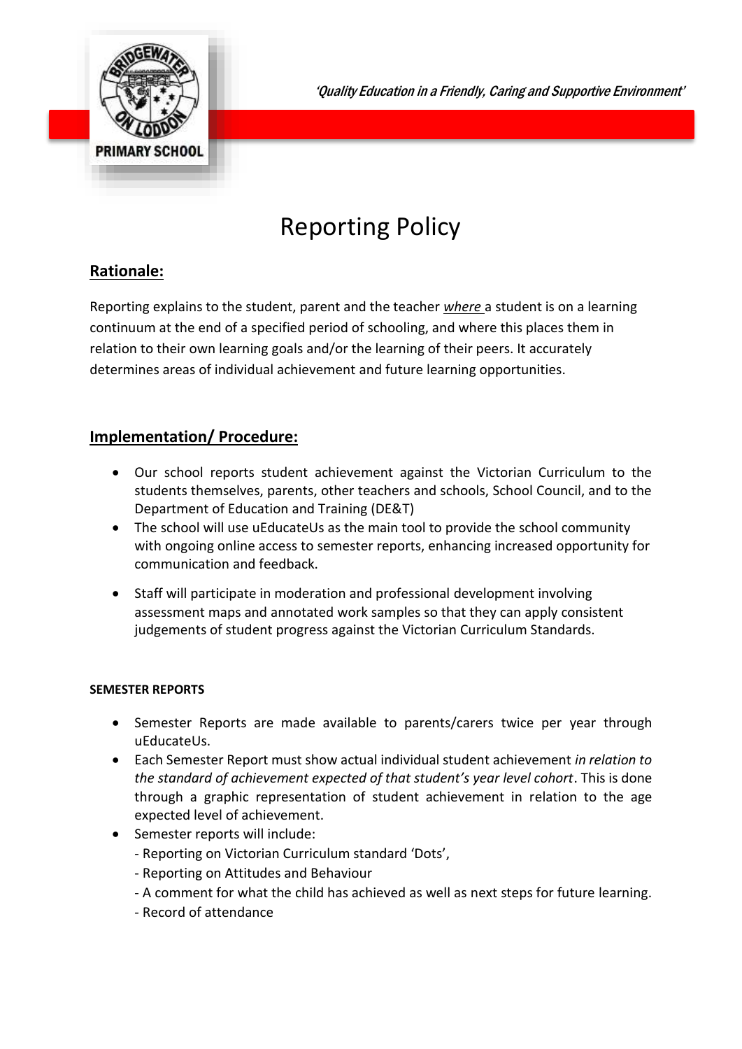*'Quality Education in a Friendly, Caring and Supportive Environment'*

# Reporting Policy

## Rationale:

Reporting explains to the student, parent and the teacher *where* a student is on a learning continuum at the end of a specified period of schooling, and where this places them in relation to their own learning goals and/or the learning of their peers. It accurately determines areas of individual achievement and future learning opportunities.

## Implementation/ Procedure:

- Our school reports student achievement against the Victorian Curriculum to the students themselves, parents, other teachers and schools, School Council, and to the Department of Education and Training (DE&T)
- The school will use uEducateUs as the main tool to provide the school community with ongoing online access to semester reports, enhancing increased opportunity for communication and feedback.
- Staff will participate in moderation and professional development involving assessment maps and annotated work samples so that they can apply consistent judgements of student progress against the Victorian Curriculum Standards.

**SEMESTER REPORTS**

- Semester Reports are made available to parents/carers twice per year through uEducateUs.
- Each Semester Report must show actual individual student achievement *in relation to the standard of achievement expected of that student's year level cohort*. This is done through a graphic representation of student achievement in relation to the age expected level of achievement.
- Semester reports will include:
  - Reporting on Victorian Curriculum standard 'Dots',
  - Reporting on Attitudes and Behaviour
  - A comment for what the child has achieved as well as next steps for future learning.
  - Record of attendance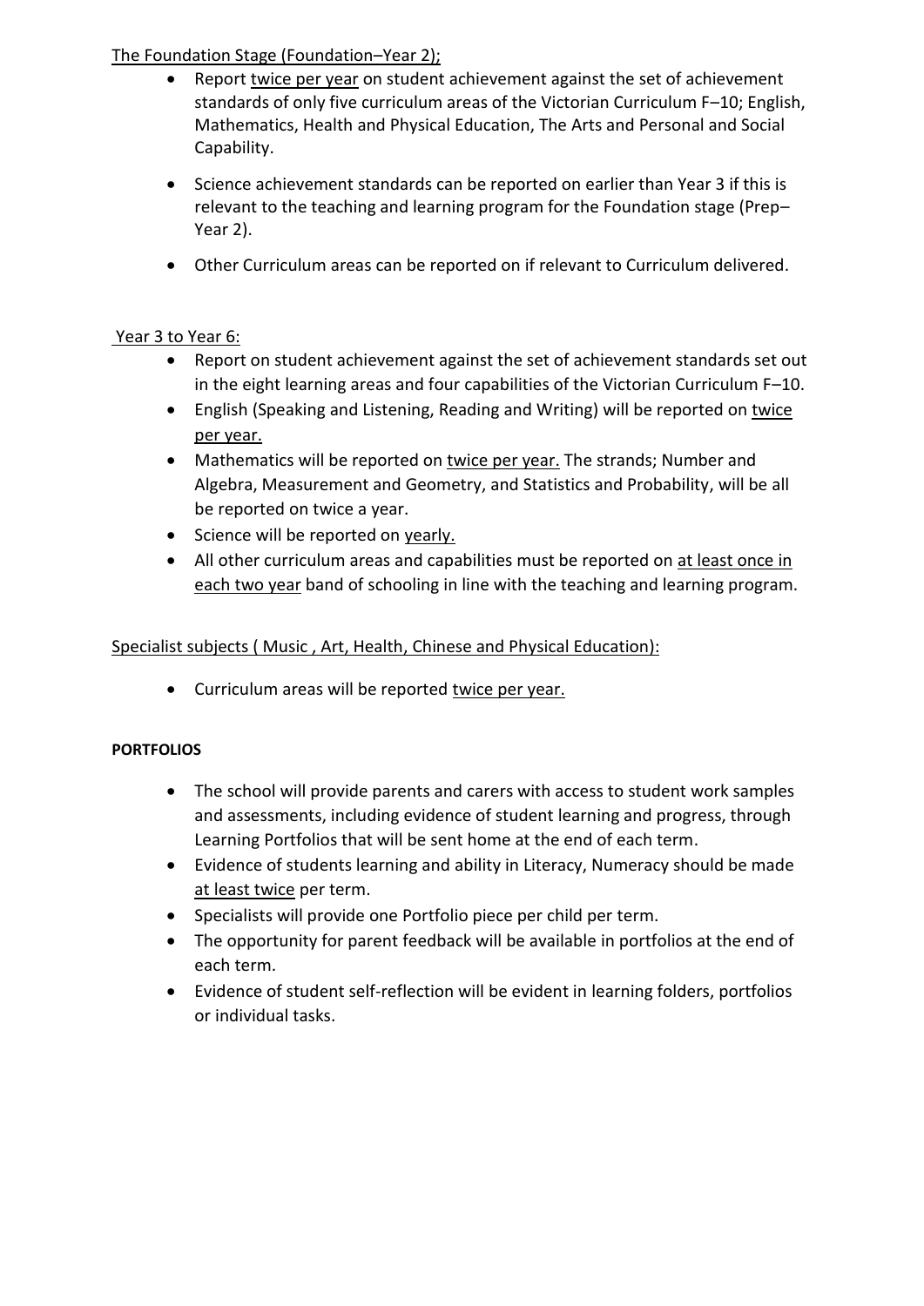The Foundation Stage (Foundation–Year 2);

- Report twice per year on student achievement against the set of achievement standards of only five curriculum areas of the Victorian Curriculum F–10; English, Mathematics, Health and Physical Education, The Arts and Personal and Social Capability.
- Science achievement standards can be reported on earlier than Year 3 if this is relevant to the teaching and learning program for the Foundation stage (Prep–Year 2).
- Other Curriculum areas can be reported on if relevant to Curriculum delivered.

Year 3 to Year 6:

- Report on student achievement against the set of achievement standards set out in the eight learning areas and four capabilities of the Victorian Curriculum F–10.
- English (Speaking and Listening, Reading and Writing) will be reported on twice per year.
- Mathematics will be reported on twice per year. The strands; Number and Algebra, Measurement and Geometry, and Statistics and Probability, will be all be reported on twice a year.
- Science will be reported on yearly.
- All other curriculum areas and capabilities must be reported on at least once in each two year band of schooling in line with the teaching and learning program.

Specialist subjects ( Music , Art, Health, Chinese and Physical Education):

- Curriculum areas will be reported twice per year.

**PORTFOLIOS**

- The school will provide parents and carers with access to student work samples and assessments, including evidence of student learning and progress, through Learning Portfolios that will be sent home at the end of each term.
- Evidence of students learning and ability in Literacy, Numeracy should be made at least twice per term.
- Specialists will provide one Portfolio piece per child per term.
- The opportunity for parent feedback will be available in portfolios at the end of each term.
- Evidence of student self-reflection will be evident in learning folders, portfolios or individual tasks.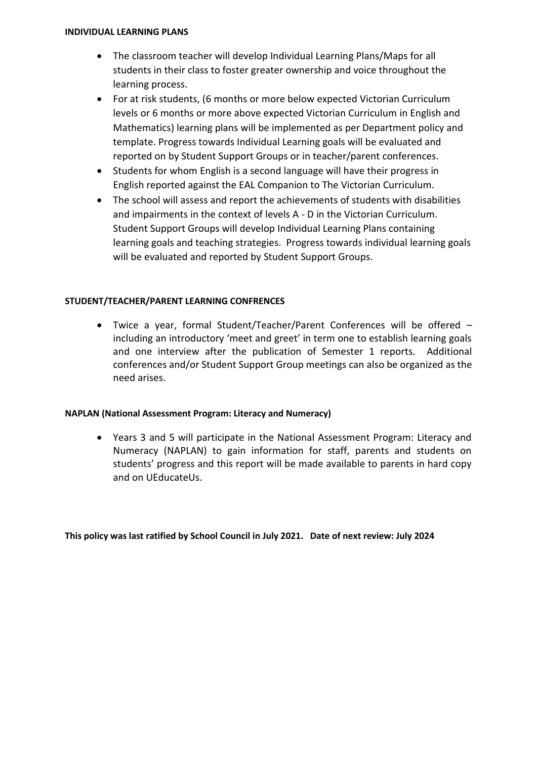## INDIVIDUAL LEARNING PLANS

- The classroom teacher will develop Individual Learning Plans/Maps for all students in their class to foster greater ownership and voice throughout the learning process.
- For at risk students, (6 months or more below expected Victorian Curriculum levels or 6 months or more above expected Victorian Curriculum in English and Mathematics) learning plans will be implemented as per Department policy and template. Progress towards Individual Learning goals will be evaluated and reported on by Student Support Groups or in teacher/parent conferences.
- Students for whom English is a second language will have their progress in English reported against the EAL Companion to The Victorian Curriculum.
- The school will assess and report the achievements of students with disabilities and impairments in the context of levels A - D in the Victorian Curriculum. Student Support Groups will develop Individual Learning Plans containing learning goals and teaching strategies. Progress towards individual learning goals will be evaluated and reported by Student Support Groups.

## STUDENT/TEACHER/PARENT LEARNING CONFRENCES

- Twice a year, formal Student/Teacher/Parent Conferences will be offered – including an introductory 'meet and greet' in term one to establish learning goals and one interview after the publication of Semester 1 reports. Additional conferences and/or Student Support Group meetings can also be organized as the need arises.

## NAPLAN (National Assessment Program: Literacy and Numeracy)

- Years 3 and 5 will participate in the National Assessment Program: Literacy and Numeracy (NAPLAN) to gain information for staff, parents and students on students' progress and this report will be made available to parents in hard copy and on UEducateUs.

**This policy was last ratified by School Council in July 2021. Date of next review: July 2024**